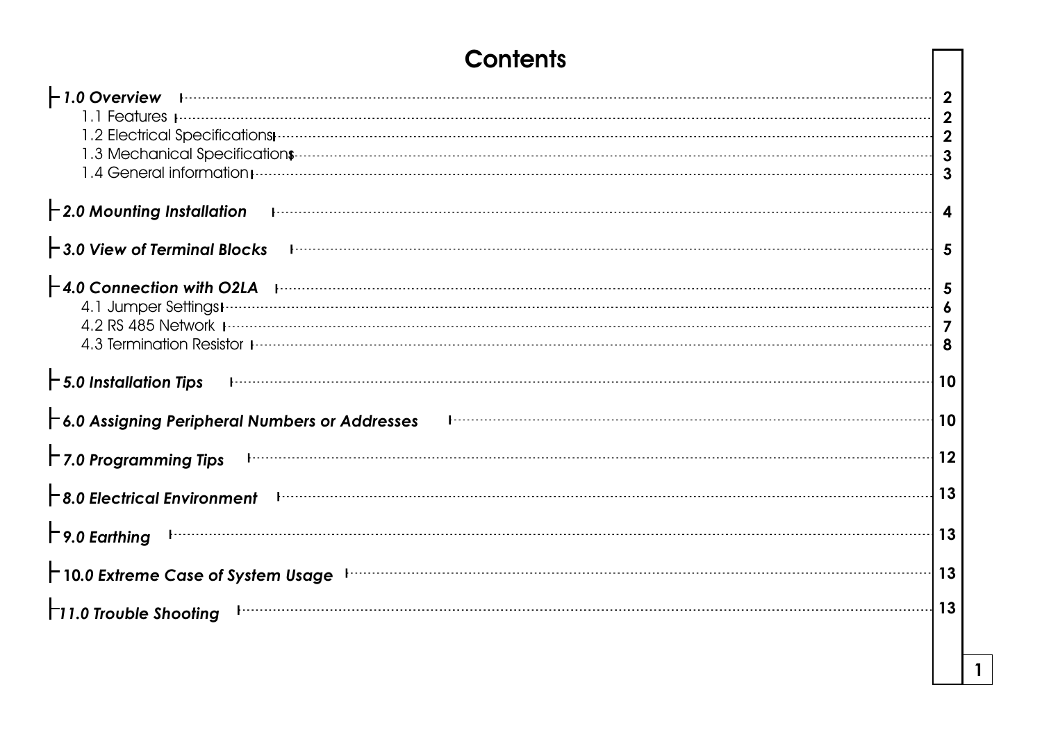# Contents

| Section | Page |
|---|---|
| ***1.0 Overview*** | 2 |
| 1.1 Features | 2 |
| 1.2 Electrical Specifications | 2 |
| 1.3 Mechanical Specifications | 3 |
| 1.4 General information | 3 |
| ***2.0 Mounting Installation*** | 4 |
| ***3.0 View of Terminal Blocks*** | 5 |
| ***4.0 Connection with O2LA*** | 5 |
| 4.1 Jumper Settings | 6 |
| 4.2 RS 485 Network | 7 |
| 4.3 Termination Resistor | 8 |
| ***5.0 Installation Tips*** | 10 |
| ***6.0 Assigning Peripheral Numbers or Addresses*** | 10 |
| ***7.0 Programming Tips*** | 12 |
| ***8.0 Electrical Environment*** | 13 |
| ***9.0 Earthing*** | 13 |
| ***10.0 Extreme Case of System Usage*** | 13 |
| ***11.0 Trouble Shooting*** | 13 |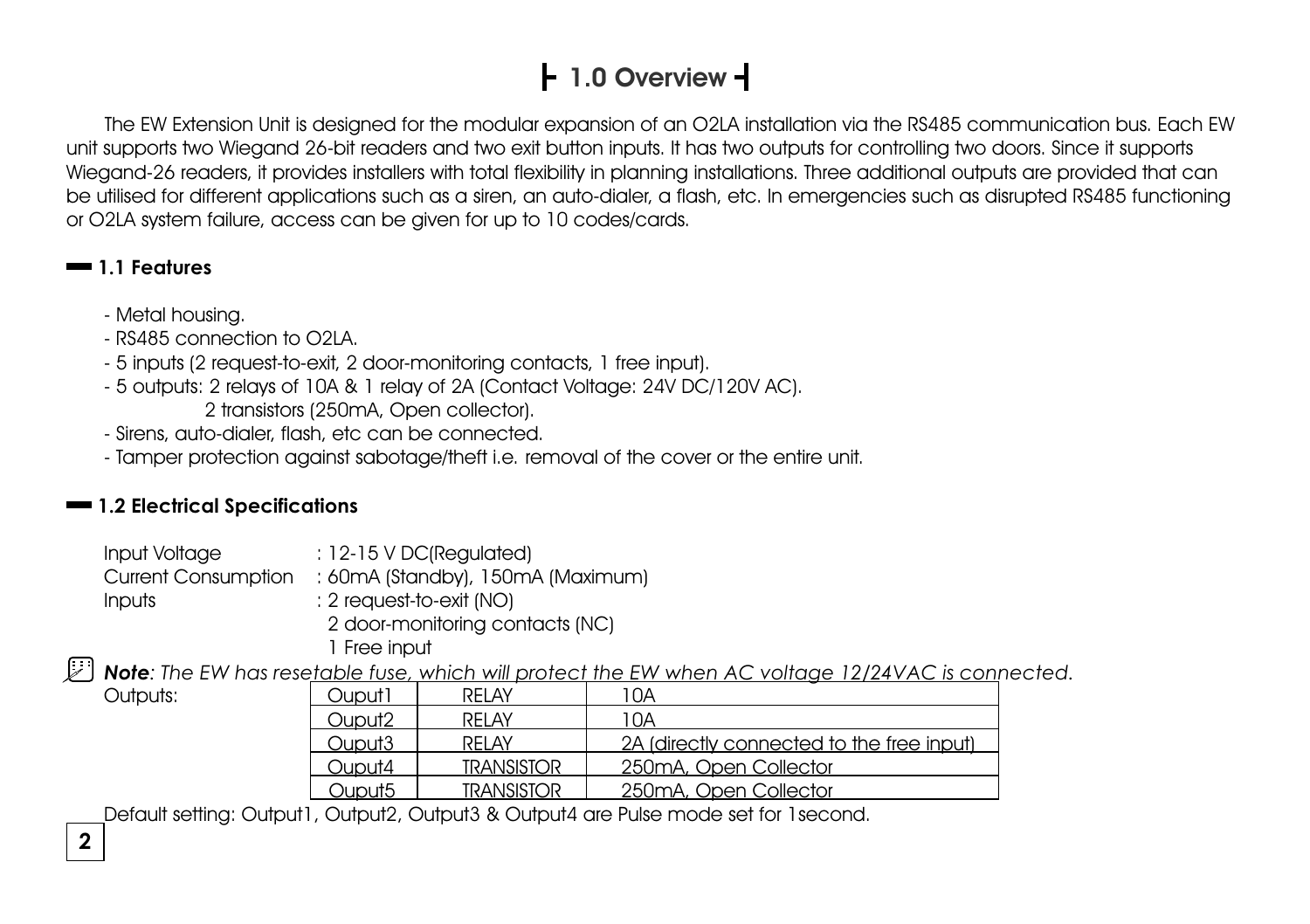# 1.0 Overview

The EW Extension Unit is designed for the modular expansion of an O2LA installation via the RS485 communication bus. Each EW unit supports two Wiegand 26-bit readers and two exit button inputs. It has two outputs for controlling two doors. Since it supports Wiegand-26 readers, it provides installers with total flexibility in planning installations. Three additional outputs are provided that can be utilised for different applications such as a siren, an auto-dialer, a flash, etc. In emergencies such as disrupted RS485 functioning or O2LA system failure, access can be given for up to 10 codes/cards.

## 1.1 Features

- Metal housing.
- RS485 connection to O2LA.
- 5 inputs (2 request-to-exit, 2 door-monitoring contacts, 1 free input).
- 5 outputs: 2 relays of 10A & 1 relay of 2A (Contact Voltage: 24V DC/120V AC).
  2 transistors (250mA, Open collector).
- Sirens, auto-dialer, flash, etc can be connected.
- Tamper protection against sabotage/theft i.e. removal of the cover or the entire unit.

## 1.2 Electrical Specifications

Input Voltage : 12-15 V DC(Regulated)
Current Consumption : 60mA (Standby), 150mA (Maximum)
Inputs : 2 request-to-exit (NO)
2 door-monitoring contacts (NC)
1 Free input

***Note****: The EW has resetable fuse, which will protect the EW when AC voltage 12/24VAC is connected.*

Outputs:

| Ouput1 | RELAY | 10A |
|---|---|---|
| Ouput2 | RELAY | 10A |
| Ouput3 | RELAY | 2A (directly connected to the free input) |
| Ouput4 | TRANSISTOR | 250mA, Open Collector |
| Ouput5 | TRANSISTOR | 250mA, Open Collector |

Default setting: Output1, Output2, Output3 & Output4 are Pulse mode set for 1second.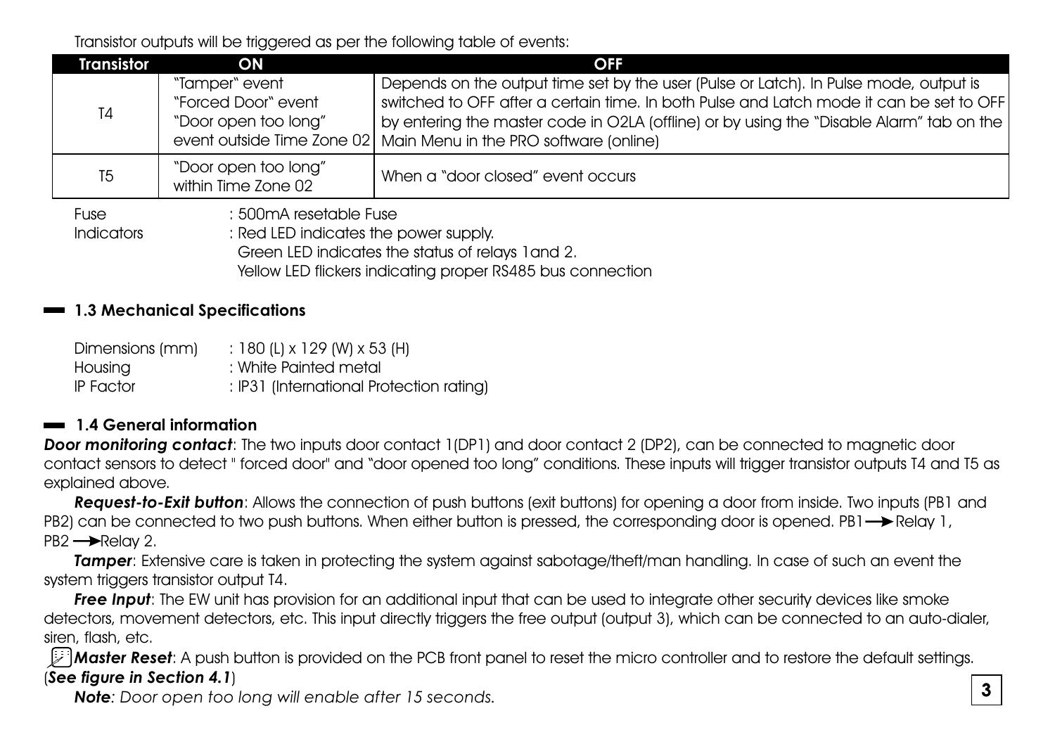Transistor outputs will be triggered as per the following table of events:

| Transistor | ON | OFF |
|---|---|---|
| T4 | "Tamper" event<br>"Forced Door" event<br>"Door open too long" event outside Time Zone 02 | Depends on the output time set by the user (Pulse or Latch). In Pulse mode, output is switched to OFF after a certain time. In both Pulse and Latch mode it can be set to OFF by entering the master code in O2LA (offline) or by using the "Disable Alarm" tab on the Main Menu in the PRO software (online) |
| T5 | "Door open too long" within Time Zone 02 | When a "door closed" event occurs |

Fuse : 500mA resetable Fuse

Indicators : Red LED indicates the power supply.
Green LED indicates the status of relays 1and 2.
Yellow LED flickers indicating proper RS485 bus connection

## 1.3 Mechanical Specifications

Dimensions (mm) : 180 (L) x 129 (W) x 53 (H)
Housing : White Painted metal
IP Factor : IP31 (International Protection rating)

## 1.4 General information

***Door monitoring contact***: The two inputs door contact 1(DP1) and door contact 2 (DP2), can be connected to magnetic door contact sensors to detect " forced door" and "door opened too long" conditions. These inputs will trigger transistor outputs T4 and T5 as explained above.

***Request-to-Exit button***: Allows the connection of push buttons (exit buttons) for opening a door from inside. Two inputs (PB1 and PB2) can be connected to two push buttons. When either button is pressed, the corresponding door is opened. PB1 → Relay 1, PB2 → Relay 2.

***Tamper***: Extensive care is taken in protecting the system against sabotage/theft/man handling. In case of such an event the system triggers transistor output T4.

***Free Input***: The EW unit has provision for an additional input that can be used to integrate other security devices like smoke detectors, movement detectors, etc. This input directly triggers the free output (output 3), which can be connected to an auto-dialer, siren, flash, etc.

***Master Reset***: A push button is provided on the PCB front panel to reset the micro controller and to restore the default settings. (***See figure in Section 4.1***)

***Note****: Door open too long will enable after 15 seconds.*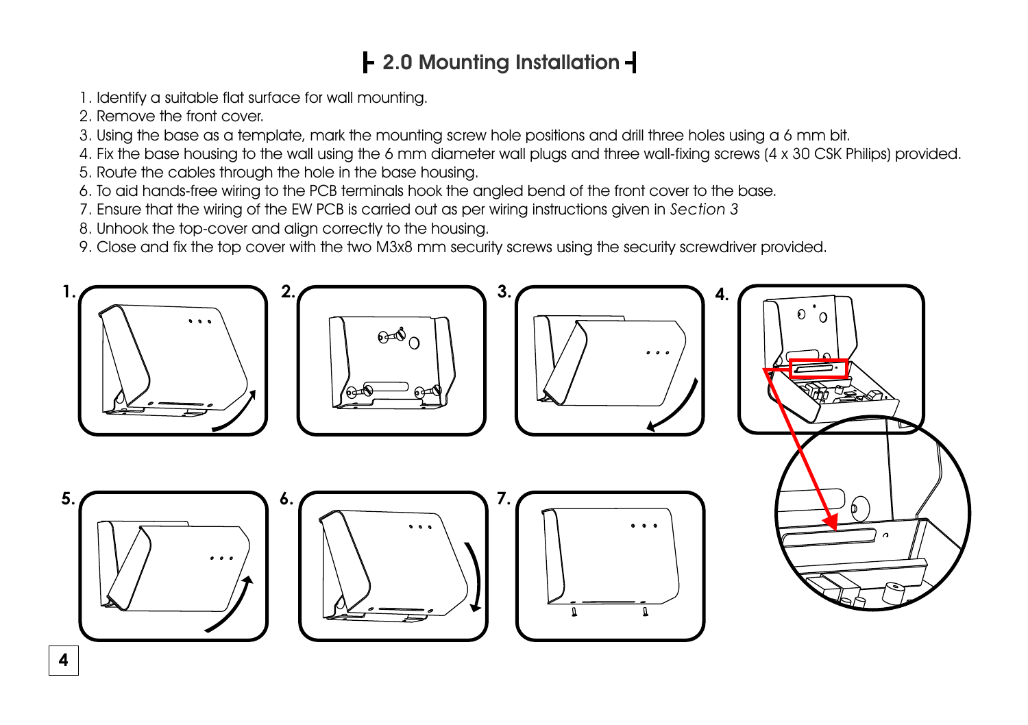## 2.0 Mounting Installation

1. Identify a suitable flat surface for wall mounting.
2. Remove the front cover.
3. Using the base as a template, mark the mounting screw hole positions and drill three holes using a 6 mm bit.
4. Fix the base housing to the wall using the 6 mm diameter wall plugs and three wall-fixing screws (4 x 30 CSK Philips) provided.
5. Route the cables through the hole in the base housing.
6. To aid hands-free wiring to the PCB terminals hook the angled bend of the front cover to the base.
7. Ensure that the wiring of the EW PCB is carried out as per wiring instructions given in *Section 3*
8. Unhook the top-cover and align correctly to the housing.
9. Close and fix the top cover with the two M3x8 mm security screws using the security screwdriver provided.

1. 2. 3. 4.

5. 6. 7.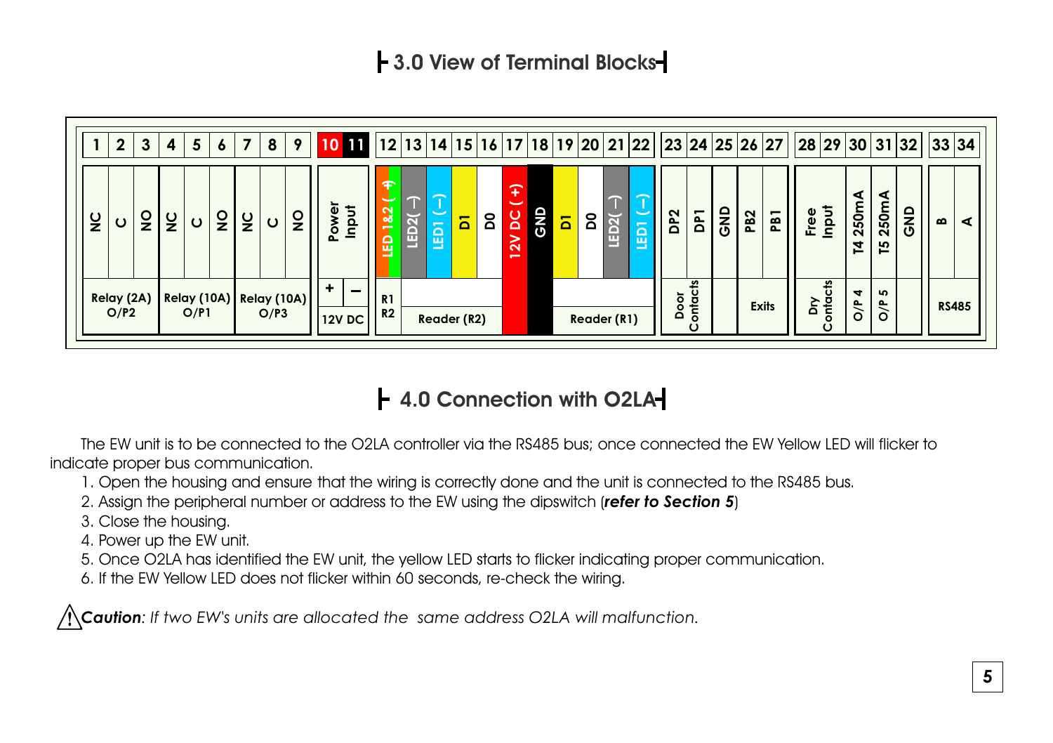## 3.0 View of Terminal Blocks

| 1 | 2 | 3 | 4 | 5 | 6 | 7 | 8 | 9 | 10 | 11 | 12 | 13 | 14 | 15 | 16 | 17 | 18 | 19 | 20 | 21 | 22 | 23 | 24 | 25 | 26 | 27 | 28 | 29 | 30 | 31 | 32 | 33 | 34 |
|---|---|---|---|---|---|---|---|---|---|---|---|---|---|---|---|---|---|---|---|---|---|---|---|---|---|---|---|---|---|---|---|---|---|
| NC | C | NO | NC | C | NO | NC | C | NO | Power Input | | LED 1&2 ( +) | LED2( –) | LED1 ( –) | D1 | D0 | 12V DC ( +) | GND | D1 | D0 | LED2( –) | LED1 ( –) | DP2 | DP1 | GND | PB2 | PB1 | Free Input | | T4 250mA | T5 250mA | GND | B | A |
| Relay (2A) O/P2 | | | Relay (10A) O/P1 | | | Relay (10A) O/P3 | | | + | – | R1 R2 | Reader (R2) | | | | | | Reader (R1) | | | | Door Contacts | | | Exits | | Dry Contacts | | O/P 4 | O/P 5 | | RS485 | |
| | | | | | | | | | 12V DC | | | | | | | | | | | | | | | | | | | | | | | | |

## 4.0 Connection with O2LA

The EW unit is to be connected to the O2LA controller via the RS485 bus; once connected the EW Yellow LED will flicker to indicate proper bus communication.

1. Open the housing and ensure that the wiring is correctly done and the unit is connected to the RS485 bus.
2. Assign the peripheral number or address to the EW using the dipswitch (***refer to Section 5***)
3. Close the housing.
4. Power up the EW unit.
5. Once O2LA has identified the EW unit, the yellow LED starts to flicker indicating proper communication.
6. If the EW Yellow LED does not flicker within 60 seconds, re-check the wiring.

⚠ ***Caution***: *If two EW's units are allocated the same address O2LA will malfunction.*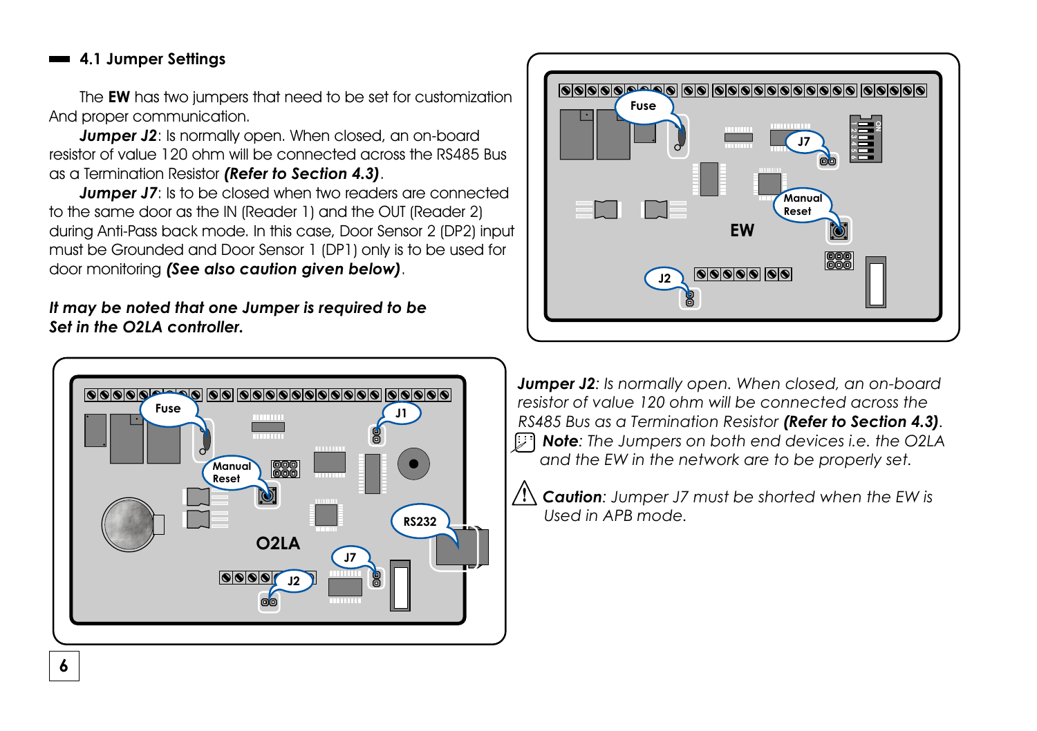## 4.1 Jumper Settings

The **EW** has two jumpers that need to be set for customization And proper communication.

***Jumper J2***: Is normally open. When closed, an on-board resistor of value 120 ohm will be connected across the RS485 Bus as a Termination Resistor ***(Refer to Section 4.3)***.

***Jumper J7***: Is to be closed when two readers are connected to the same door as the IN (Reader 1) and the OUT (Reader 2) during Anti-Pass back mode. In this case, Door Sensor 2 (DP2) input must be Grounded and Door Sensor 1 (DP1) only is to be used for door monitoring ***(See also caution given below)***.

***It may be noted that one Jumper is required to be Set in the O2LA controller.***

***Jumper J2****: Is normally open. When closed, an on-board resistor of value 120 ohm will be connected across the RS485 Bus as a Termination Resistor* ***(Refer to Section 4.3)****.*

***Note****: The Jumpers on both end devices i.e. the O2LA and the EW in the network are to be properly set.*

***Caution****: Jumper J7 must be shorted when the EW is Used in APB mode.*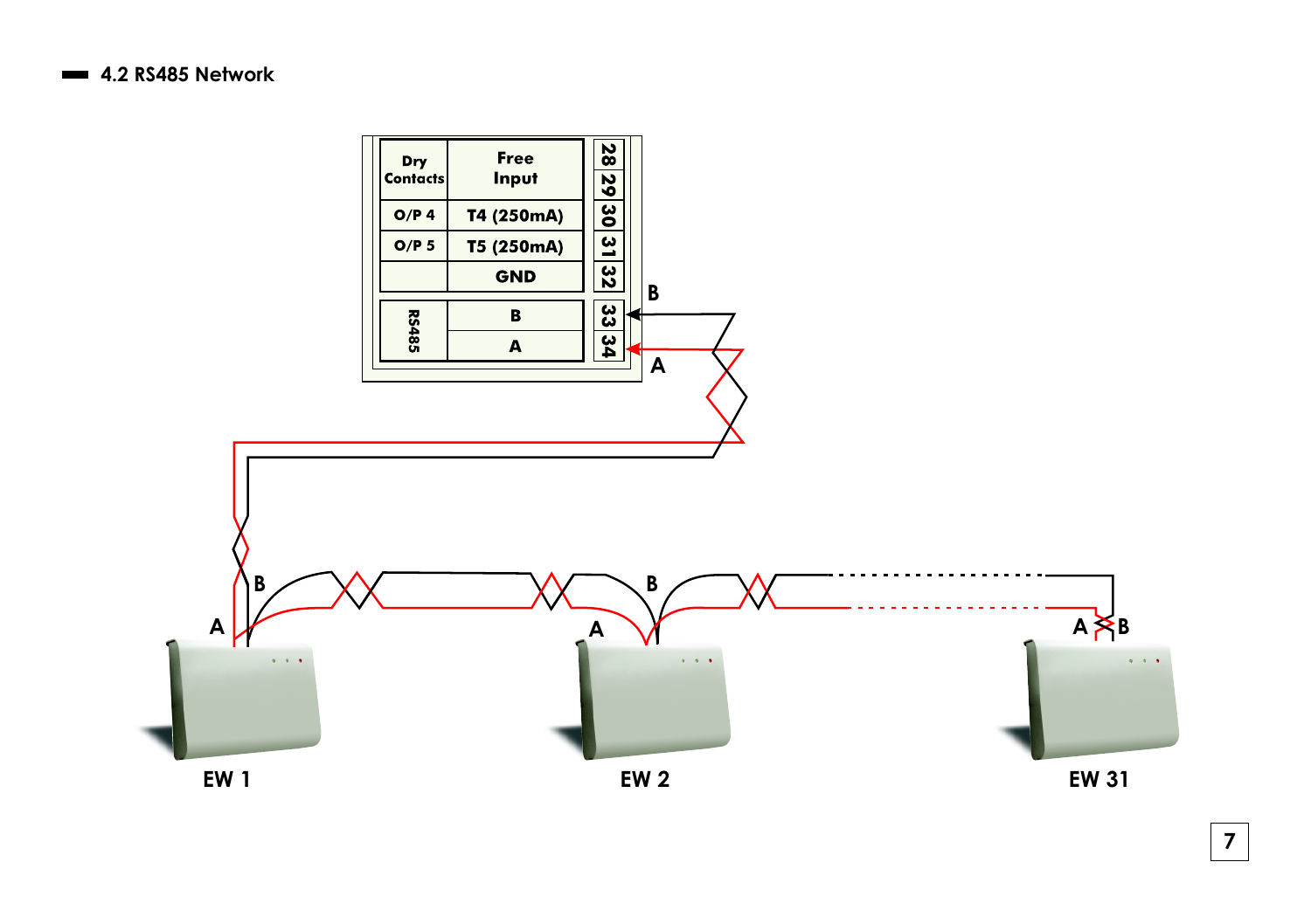## 4.2 RS485 Network

| Dry Contacts | Free Input | 28 29 |
|---|---|---|
| O/P 4 | T4 (250mA) | 30 |
| O/P 5 | T5 (250mA) | 31 |
| | GND | 32 |
| RS485 | B | 33 |
| | A | 34 |

B

A

B

A

B

A

A B

EW 1

EW 2

EW 31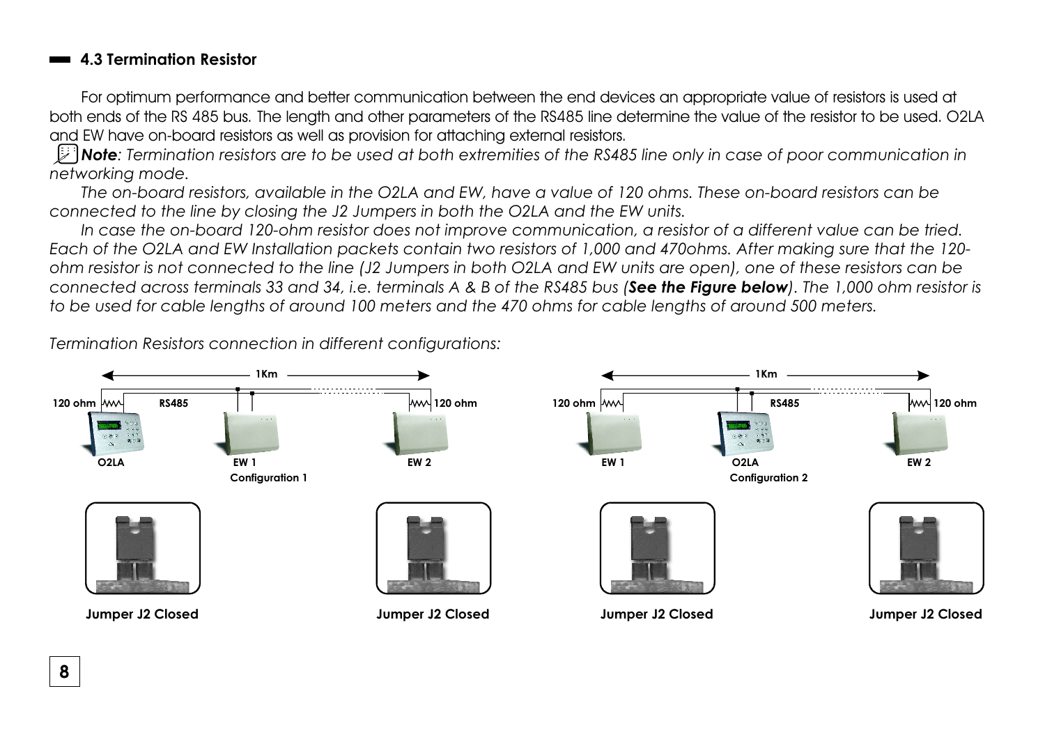## 4.3 Termination Resistor

For optimum performance and better communication between the end devices an appropriate value of resistors is used at both ends of the RS 485 bus. The length and other parameters of the RS485 line determine the value of the resistor to be used. O2LA and EW have on-board resistors as well as provision for attaching external resistors.

***Note***: *Termination resistors are to be used at both extremities of the RS485 line only in case of poor communication in networking mode.*

*The on-board resistors, available in the O2LA and EW, have a value of 120 ohms. These on-board resistors can be connected to the line by closing the J2 Jumpers in both the O2LA and the EW units.*

*In case the on-board 120-ohm resistor does not improve communication, a resistor of a different value can be tried. Each of the O2LA and EW Installation packets contain two resistors of 1,000 and 470ohms. After making sure that the 120-ohm resistor is not connected to the line (J2 Jumpers in both O2LA and EW units are open), one of these resistors can be connected across terminals 33 and 34, i.e. terminals A & B of the RS485 bus (**See the Figure below**). The 1,000 ohm resistor is to be used for cable lengths of around 100 meters and the 470 ohms for cable lengths of around 500 meters.*

*Termination Resistors connection in different configurations:*

1Km

120 ohm RS485 120 ohm

O2LA EW 1 EW 2

Configuration 1

1Km

120 ohm RS485 120 ohm

EW 1 O2LA EW 2

Configuration 2

Jumper J2 Closed

Jumper J2 Closed

Jumper J2 Closed

Jumper J2 Closed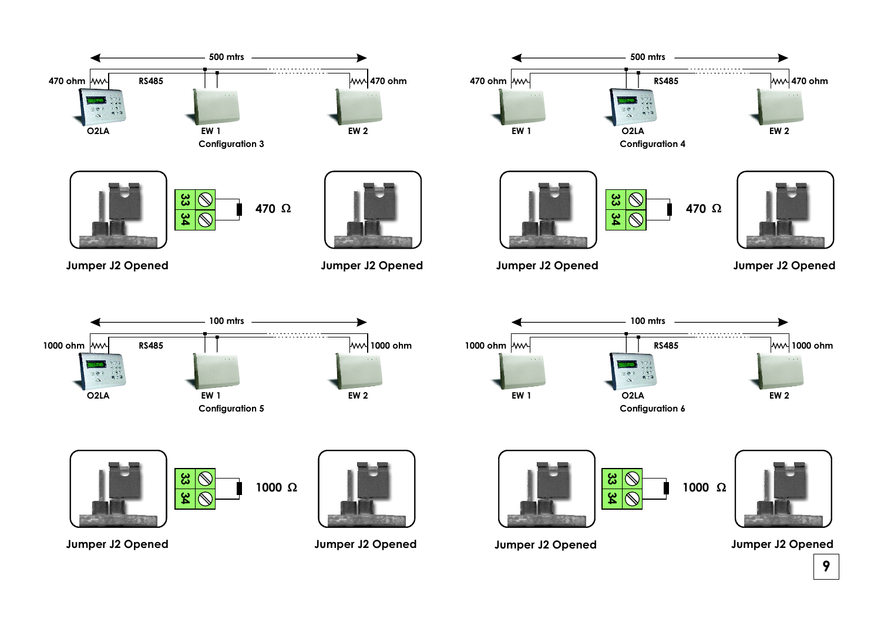500 mtrs

470 ohm RS485 470 ohm

O2LA EW 1 EW 2

Configuration 3

Jumper J2 Opened

33 34 470 Ω

Jumper J2 Opened

500 mtrs

470 ohm RS485 470 ohm

EW 1 O2LA EW 2

Configuration 4

Jumper J2 Opened

33 34 470 Ω

Jumper J2 Opened

100 mtrs

1000 ohm RS485 1000 ohm

O2LA EW 1 EW 2

Configuration 5

Jumper J2 Opened

33 34 1000 Ω

Jumper J2 Opened

100 mtrs

1000 ohm RS485 1000 ohm

EW 1 O2LA EW 2

Configuration 6

Jumper J2 Opened

33 34 1000 Ω

Jumper J2 Opened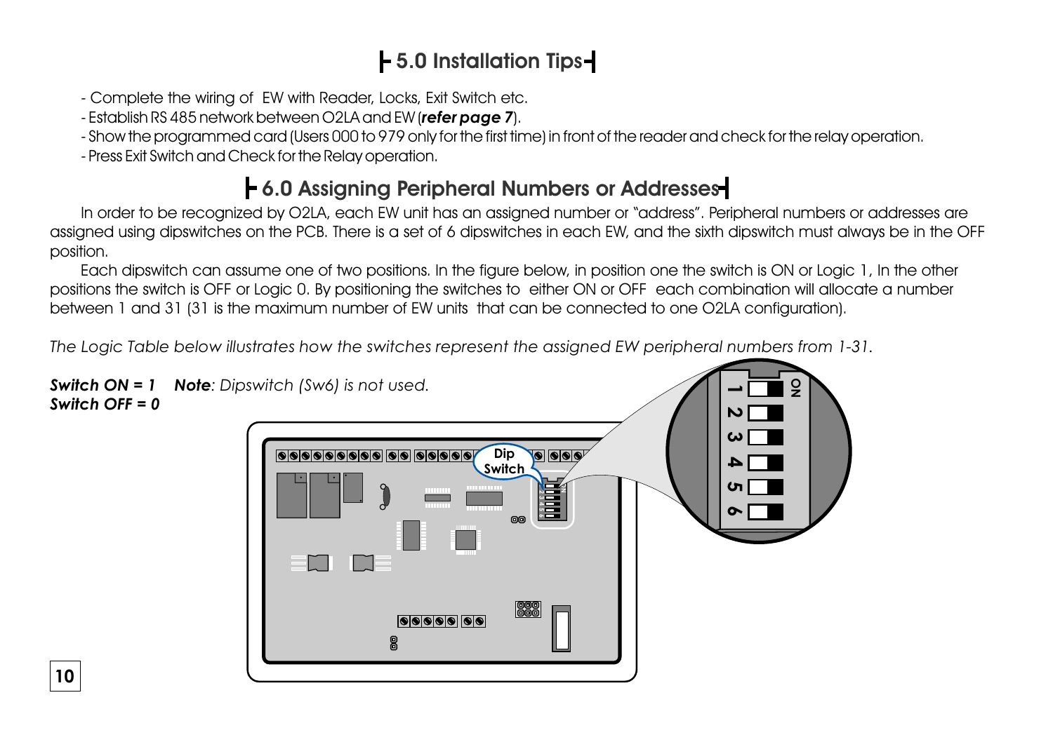## 5.0 Installation Tips

- Complete the wiring of EW with Reader, Locks, Exit Switch etc.
- Establish RS 485 network between O2LA and EW (***refer page 7***).
- Show the programmed card (Users 000 to 979 only for the first time) in front of the reader and check for the relay operation.
- Press Exit Switch and Check for the Relay operation.

## 6.0 Assigning Peripheral Numbers or Addresses

In order to be recognized by O2LA, each EW unit has an assigned number or "address". Peripheral numbers or addresses are assigned using dipswitches on the PCB. There is a set of 6 dipswitches in each EW, and the sixth dipswitch must always be in the OFF position.

Each dipswitch can assume one of two positions. In the figure below, in position one the switch is ON or Logic 1, In the other positions the switch is OFF or Logic 0. By positioning the switches to either ON or OFF each combination will allocate a number between 1 and 31 (31 is the maximum number of EW units that can be connected to one O2LA configuration).

*The Logic Table below illustrates how the switches represent the assigned EW peripheral numbers from 1-31.*

***Switch ON = 1*** ***Note****: Dipswitch (Sw6) is not used.*
***Switch OFF = 0***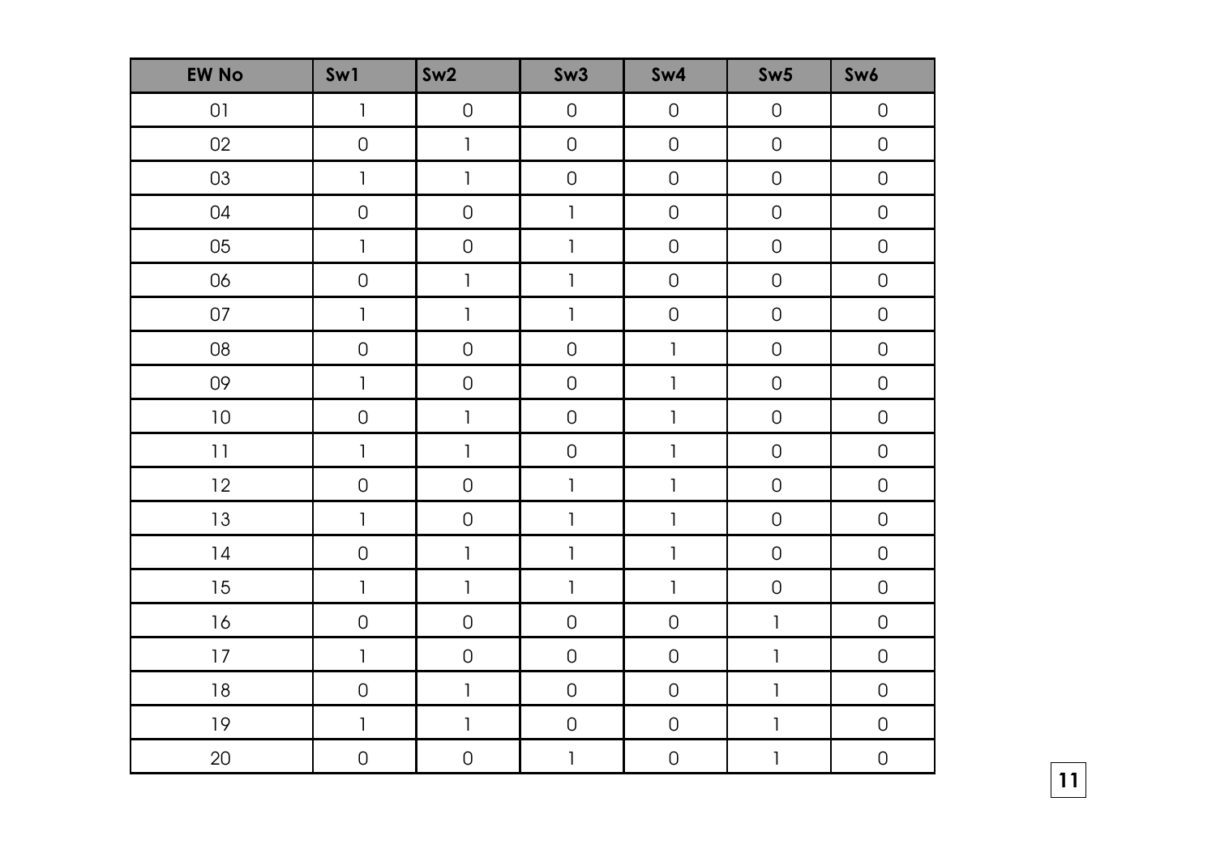| EW No | Sw1 | Sw2 | Sw3 | Sw4 | Sw5 | Sw6 |
|---|---|---|---|---|---|---|
| 01 | 1 | 0 | 0 | 0 | 0 | 0 |
| 02 | 0 | 1 | 0 | 0 | 0 | 0 |
| 03 | 1 | 1 | 0 | 0 | 0 | 0 |
| 04 | 0 | 0 | 1 | 0 | 0 | 0 |
| 05 | 1 | 0 | 1 | 0 | 0 | 0 |
| 06 | 0 | 1 | 1 | 0 | 0 | 0 |
| 07 | 1 | 1 | 1 | 0 | 0 | 0 |
| 08 | 0 | 0 | 0 | 1 | 0 | 0 |
| 09 | 1 | 0 | 0 | 1 | 0 | 0 |
| 10 | 0 | 1 | 0 | 1 | 0 | 0 |
| 11 | 1 | 1 | 0 | 1 | 0 | 0 |
| 12 | 0 | 0 | 1 | 1 | 0 | 0 |
| 13 | 1 | 0 | 1 | 1 | 0 | 0 |
| 14 | 0 | 1 | 1 | 1 | 0 | 0 |
| 15 | 1 | 1 | 1 | 1 | 0 | 0 |
| 16 | 0 | 0 | 0 | 0 | 1 | 0 |
| 17 | 1 | 0 | 0 | 0 | 1 | 0 |
| 18 | 0 | 1 | 0 | 0 | 1 | 0 |
| 19 | 1 | 1 | 0 | 0 | 1 | 0 |
| 20 | 0 | 0 | 1 | 0 | 1 | 0 |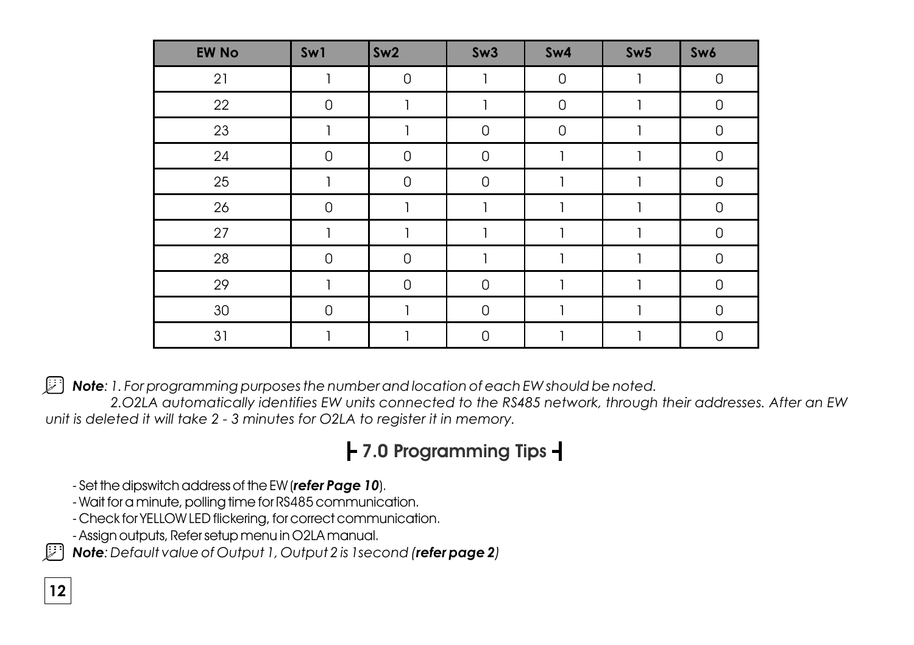| EW No | Sw1 | Sw2 | Sw3 | Sw4 | Sw5 | Sw6 |
|---|---|---|---|---|---|---|
| 21 | 1 | 0 | 1 | 0 | 1 | 0 |
| 22 | 0 | 1 | 1 | 0 | 1 | 0 |
| 23 | 1 | 1 | 0 | 0 | 1 | 0 |
| 24 | 0 | 0 | 0 | 1 | 1 | 0 |
| 25 | 1 | 0 | 0 | 1 | 1 | 0 |
| 26 | 0 | 1 | 1 | 1 | 1 | 0 |
| 27 | 1 | 1 | 1 | 1 | 1 | 0 |
| 28 | 0 | 0 | 1 | 1 | 1 | 0 |
| 29 | 1 | 0 | 0 | 1 | 1 | 0 |
| 30 | 0 | 1 | 0 | 1 | 1 | 0 |
| 31 | 1 | 1 | 0 | 1 | 1 | 0 |

***Note***: *1. For programming purposes the number and location of each EW should be noted.*
*2.O2LA automatically identifies EW units connected to the RS485 network, through their addresses. After an EW unit is deleted it will take 2 - 3 minutes for O2LA to register it in memory.*

## 7.0 Programming Tips

- Set the dipswitch address of the EW (***refer Page 10***).
- Wait for a minute, polling time for RS485 communication.
- Check for YELLOW LED flickering, for correct communication.
- Assign outputs, Refer setup menu in O2LA manual.

***Note***: *Default value of Output 1, Output 2 is 1second (**refer page 2**)*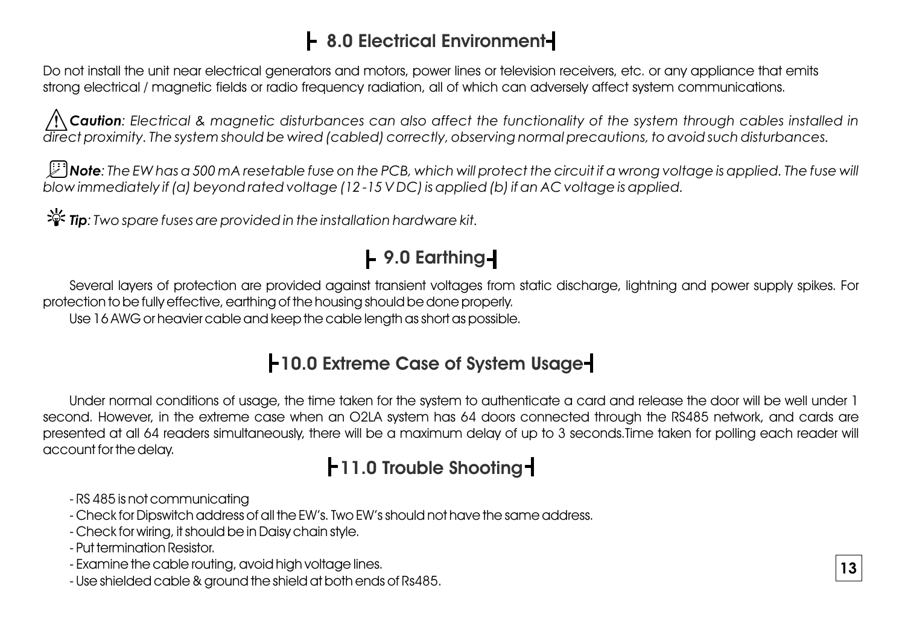## 8.0 Electrical Environment

Do not install the unit near electrical generators and motors, power lines or television receivers, etc. or any appliance that emits strong electrical / magnetic fields or radio frequency radiation, all of which can adversely affect system communications.

***Caution***: *Electrical & magnetic disturbances can also affect the functionality of the system through cables installed in direct proximity. The system should be wired (cabled) correctly, observing normal precautions, to avoid such disturbances.*

***Note***: *The EW has a 500 mA resetable fuse on the PCB, which will protect the circuit if a wrong voltage is applied. The fuse will blow immediately if (a) beyond rated voltage (12 -15 V DC) is applied (b) if an AC voltage is applied.*

***Tip***: *Two spare fuses are provided in the installation hardware kit.*

## 9.0 Earthing

Several layers of protection are provided against transient voltages from static discharge, lightning and power supply spikes. For protection to be fully effective, earthing of the housing should be done properly.

Use 16 AWG or heavier cable and keep the cable length as short as possible.

## 10.0 Extreme Case of System Usage

Under normal conditions of usage, the time taken for the system to authenticate a card and release the door will be well under 1 second. However, in the extreme case when an O2LA system has 64 doors connected through the RS485 network, and cards are presented at all 64 readers simultaneously, there will be a maximum delay of up to 3 seconds.Time taken for polling each reader will account for the delay.

## 11.0 Trouble Shooting

- RS 485 is not communicating
- Check for Dipswitch address of all the EW's. Two EW's should not have the same address.
- Check for wiring, it should be in Daisy chain style.
- Put termination Resistor.
- Examine the cable routing, avoid high voltage lines.
- Use shielded cable & ground the shield at both ends of Rs485.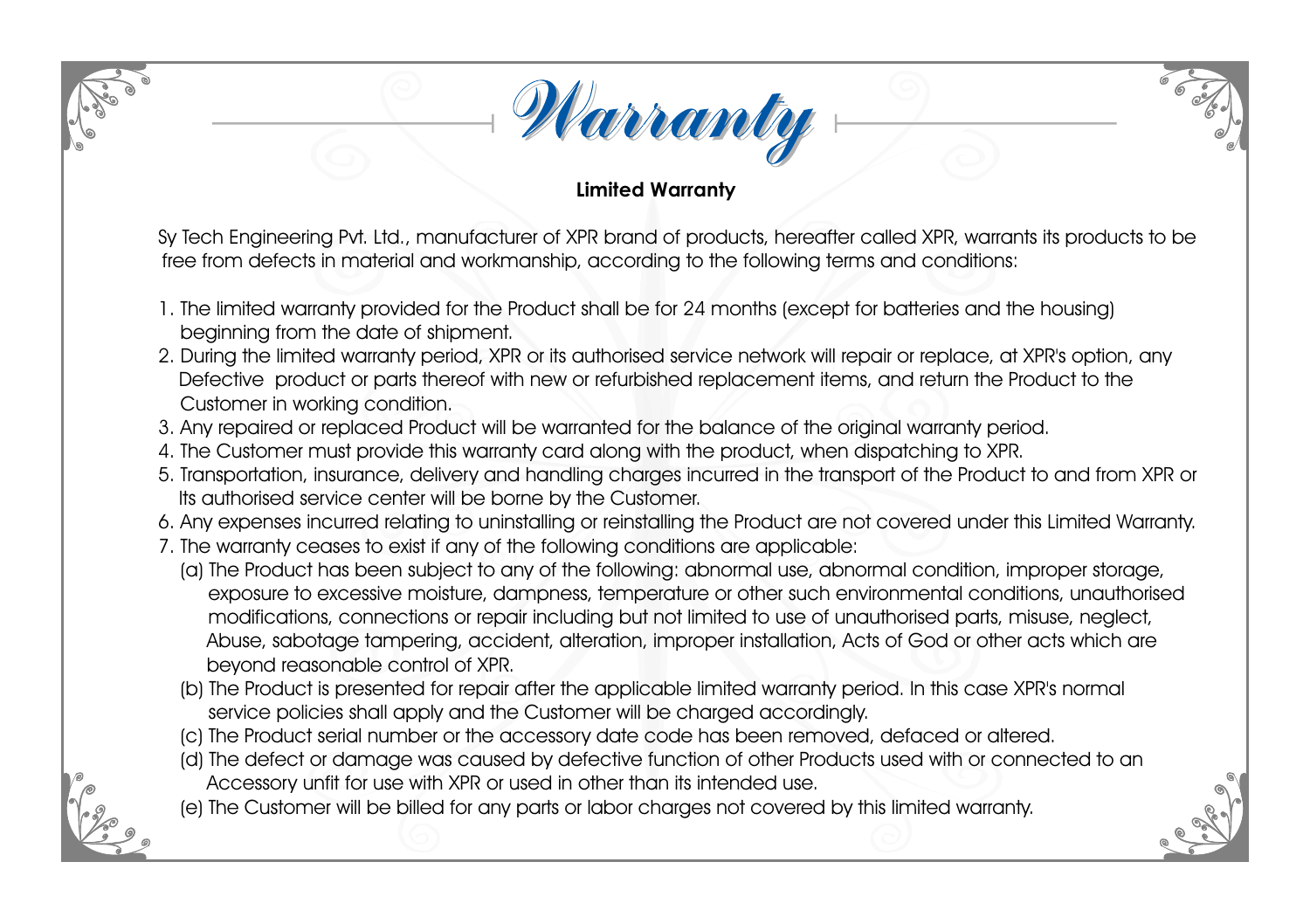# Warranty

**Limited Warranty**

Sy Tech Engineering Pvt. Ltd., manufacturer of XPR brand of products, hereafter called XPR, warrants its products to be free from defects in material and workmanship, according to the following terms and conditions:

1. The limited warranty provided for the Product shall be for 24 months (except for batteries and the housing) beginning from the date of shipment.
2. During the limited warranty period, XPR or its authorised service network will repair or replace, at XPR's option, any Defective product or parts thereof with new or refurbished replacement items, and return the Product to the Customer in working condition.
3. Any repaired or replaced Product will be warranted for the balance of the original warranty period.
4. The Customer must provide this warranty card along with the product, when dispatching to XPR.
5. Transportation, insurance, delivery and handling charges incurred in the transport of the Product to and from XPR or Its authorised service center will be borne by the Customer.
6. Any expenses incurred relating to uninstalling or reinstalling the Product are not covered under this Limited Warranty.
7. The warranty ceases to exist if any of the following conditions are applicable:
   (a) The Product has been subject to any of the following: abnormal use, abnormal condition, improper storage, exposure to excessive moisture, dampness, temperature or other such environmental conditions, unauthorised modifications, connections or repair including but not limited to use of unauthorised parts, misuse, neglect, Abuse, sabotage tampering, accident, alteration, improper installation, Acts of God or other acts which are beyond reasonable control of XPR.
   (b) The Product is presented for repair after the applicable limited warranty period. In this case XPR's normal service policies shall apply and the Customer will be charged accordingly.
   (c) The Product serial number or the accessory date code has been removed, defaced or altered.
   (d) The defect or damage was caused by defective function of other Products used with or connected to an Accessory unfit for use with XPR or used in other than its intended use.
   (e) The Customer will be billed for any parts or labor charges not covered by this limited warranty.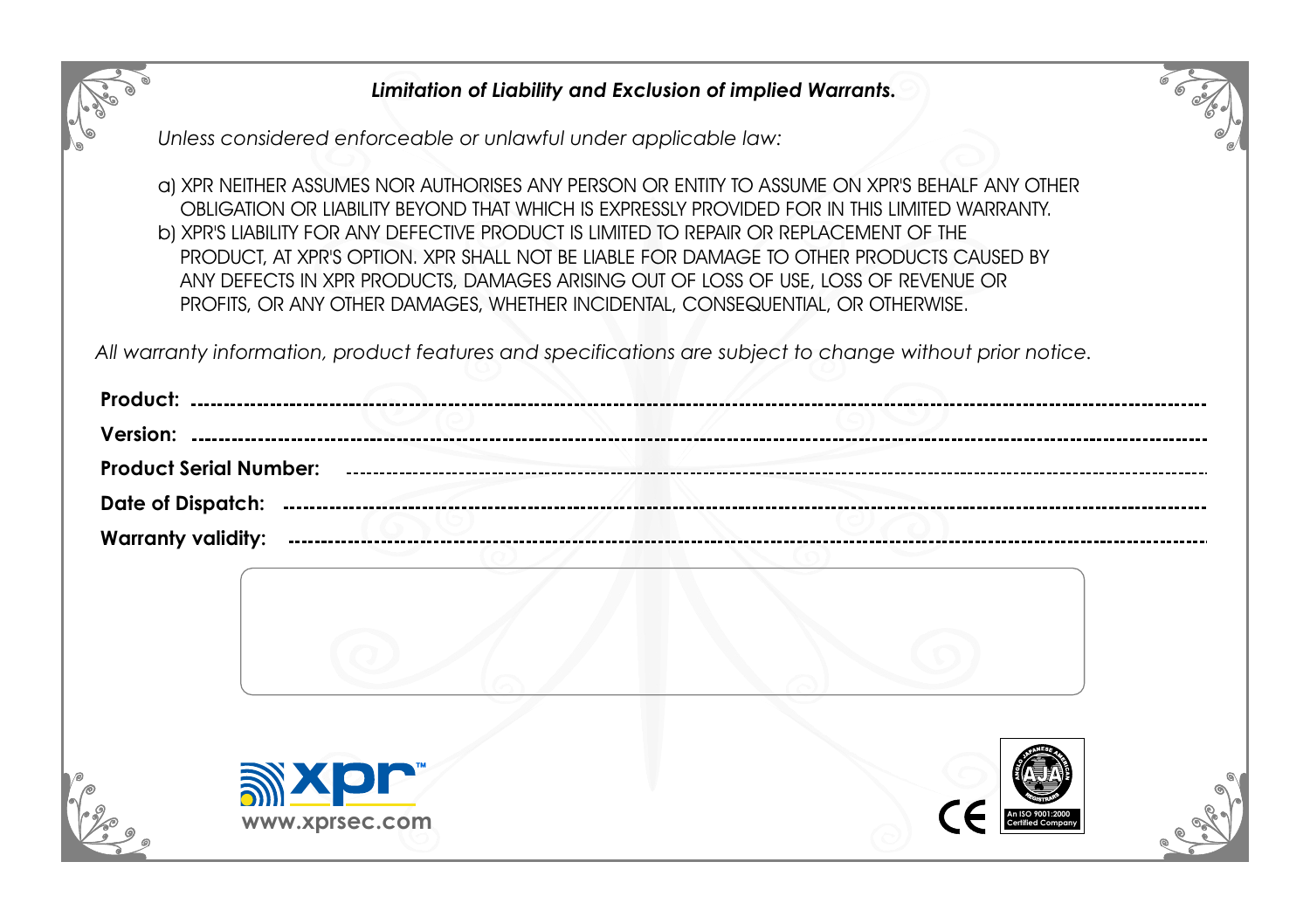### *Limitation of Liability and Exclusion of implied Warrants.*

*Unless considered enforceable or unlawful under applicable law:*

a) XPR NEITHER ASSUMES NOR AUTHORISES ANY PERSON OR ENTITY TO ASSUME ON XPR'S BEHALF ANY OTHER OBLIGATION OR LIABILITY BEYOND THAT WHICH IS EXPRESSLY PROVIDED FOR IN THIS LIMITED WARRANTY.
b) XPR'S LIABILITY FOR ANY DEFECTIVE PRODUCT IS LIMITED TO REPAIR OR REPLACEMENT OF THE PRODUCT, AT XPR'S OPTION. XPR SHALL NOT BE LIABLE FOR DAMAGE TO OTHER PRODUCTS CAUSED BY ANY DEFECTS IN XPR PRODUCTS, DAMAGES ARISING OUT OF LOSS OF USE, LOSS OF REVENUE OR PROFITS, OR ANY OTHER DAMAGES, WHETHER INCIDENTAL, CONSEQUENTIAL, OR OTHERWISE.

*All warranty information, product features and specifications are subject to change without prior notice.*

**Product:** ........................................

**Version:** ........................................

**Product Serial Number:** ........................................

**Date of Dispatch:** ........................................

**Warranty validity:** ........................................

xpr™
www.xprsec.com

CE

AJA ANGLO JAPANESE AMERICAN REGISTRARS
An ISO 9001:2000 Certified Company